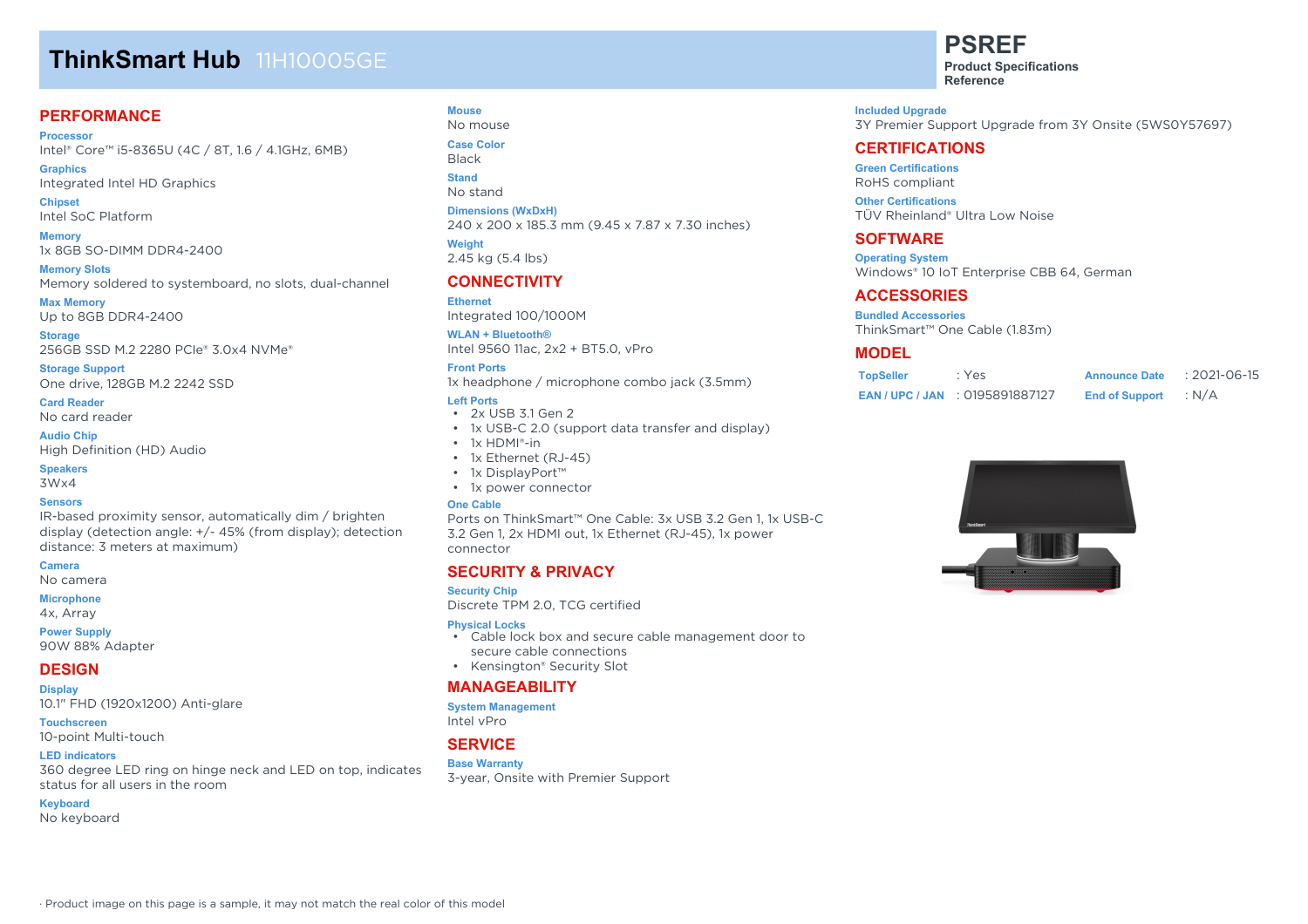# ThinkSmart Hub 11H10005GE

**PSREF**
**Product Specifications Reference**

## PERFORMANCE

**Processor**
Intel® Core™ i5-8365U (4C / 8T, 1.6 / 4.1GHz, 6MB)

**Graphics**
Integrated Intel HD Graphics

**Chipset**
Intel SoC Platform

**Memory**
1x 8GB SO-DIMM DDR4-2400

**Memory Slots**
Memory soldered to systemboard, no slots, dual-channel

**Max Memory**
Up to 8GB DDR4-2400

**Storage**
256GB SSD M.2 2280 PCIe® 3.0x4 NVMe®

**Storage Support**
One drive, 128GB M.2 2242 SSD

**Card Reader**
No card reader

**Audio Chip**
High Definition (HD) Audio

**Speakers**
3Wx4

**Sensors**
IR-based proximity sensor, automatically dim / brighten display (detection angle: +/- 45% (from display); detection distance: 3 meters at maximum)

**Camera**
No camera

**Microphone**
4x, Array

**Power Supply**
90W 88% Adapter

## DESIGN

**Display**
10.1" FHD (1920x1200) Anti-glare

**Touchscreen**
10-point Multi-touch

**LED indicators**
360 degree LED ring on hinge neck and LED on top, indicates status for all users in the room

**Keyboard**
No keyboard

**Mouse**
No mouse

**Case Color**
Black

**Stand**
No stand

**Dimensions (WxDxH)**
240 x 200 x 185.3 mm (9.45 x 7.87 x 7.30 inches)

**Weight**
2.45 kg (5.4 lbs)

## CONNECTIVITY

**Ethernet**
Integrated 100/1000M

**WLAN + Bluetooth®**
Intel 9560 11ac, 2x2 + BT5.0, vPro

**Front Ports**
1x headphone / microphone combo jack (3.5mm)

**Left Ports**
- 2x USB 3.1 Gen 2
- 1x USB-C 2.0 (support data transfer and display)
- 1x HDMI®-in
- 1x Ethernet (RJ-45)
- 1x DisplayPort™
- 1x power connector

**One Cable**
Ports on ThinkSmart™ One Cable: 3x USB 3.2 Gen 1, 1x USB-C 3.2 Gen 1, 2x HDMI out, 1x Ethernet (RJ-45), 1x power connector

## SECURITY & PRIVACY

**Security Chip**
Discrete TPM 2.0, TCG certified

**Physical Locks**
- Cable lock box and secure cable management door to secure cable connections
- Kensington® Security Slot

## MANAGEABILITY

**System Management**
Intel vPro

## SERVICE

**Base Warranty**
3-year, Onsite with Premier Support

**Included Upgrade**
3Y Premier Support Upgrade from 3Y Onsite (5WS0Y57697)

## CERTIFICATIONS

**Green Certifications**
RoHS compliant

**Other Certifications**
TÜV Rheinland® Ultra Low Noise

## SOFTWARE

**Operating System**
Windows® 10 IoT Enterprise CBB 64, German

## ACCESSORIES

**Bundled Accessories**
ThinkSmart™ One Cable (1.83m)

## MODEL

| | | | |
|---|---|---|---|
| **TopSeller** | : Yes | **Announce Date** | : 2021-06-15 |
| **EAN / UPC / JAN** | : 0195891887127 | **End of Support** | : N/A |

· Product image on this page is a sample, it may not match the real color of this model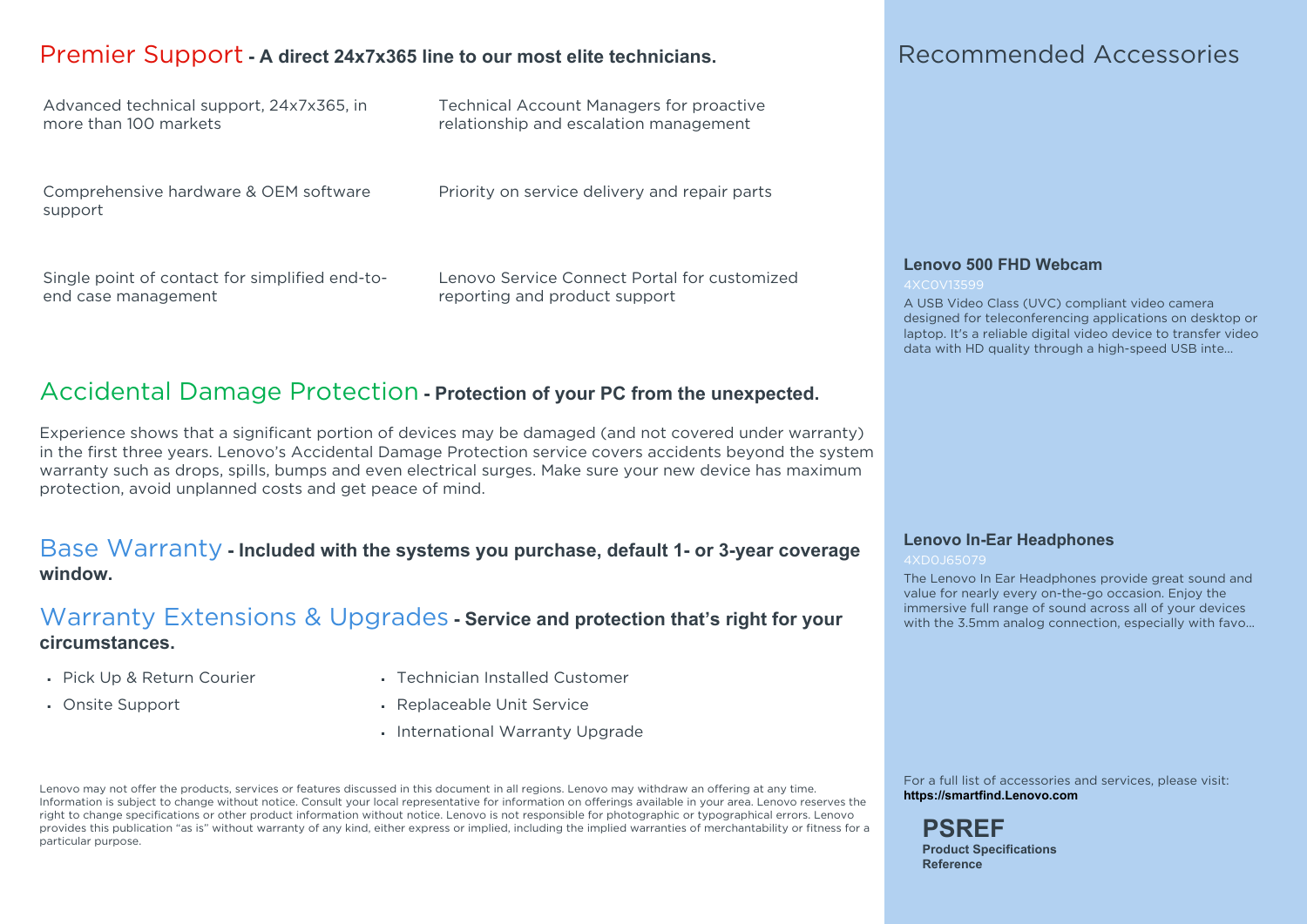## Premier Support - A direct 24x7x365 line to our most elite technicians.

Advanced technical support, 24x7x365, in more than 100 markets

Technical Account Managers for proactive relationship and escalation management

Comprehensive hardware & OEM software support

Priority on service delivery and repair parts

Single point of contact for simplified end-to-end case management

Lenovo Service Connect Portal for customized reporting and product support

## Accidental Damage Protection - Protection of your PC from the unexpected.

Experience shows that a significant portion of devices may be damaged (and not covered under warranty) in the first three years. Lenovo's Accidental Damage Protection service covers accidents beyond the system warranty such as drops, spills, bumps and even electrical surges. Make sure your new device has maximum protection, avoid unplanned costs and get peace of mind.

## Base Warranty - Included with the systems you purchase, default 1- or 3-year coverage window.

## Warranty Extensions & Upgrades - Service and protection that's right for your circumstances.

- Pick Up & Return Courier
- Onsite Support
- Technician Installed Customer
- Replaceable Unit Service
- International Warranty Upgrade

Lenovo may not offer the products, services or features discussed in this document in all regions. Lenovo may withdraw an offering at any time. Information is subject to change without notice. Consult your local representative for information on offerings available in your area. Lenovo reserves the right to change specifications or other product information without notice. Lenovo is not responsible for photographic or typographical errors. Lenovo provides this publication "as is" without warranty of any kind, either express or implied, including the implied warranties of merchantability or fitness for a particular purpose.

## Recommended Accessories

### Lenovo 500 FHD Webcam

4XC0V13599

A USB Video Class (UVC) compliant video camera designed for teleconferencing applications on desktop or laptop. It's a reliable digital video device to transfer video data with HD quality through a high-speed USB inte...

### Lenovo In-Ear Headphones

4XD0J65079

The Lenovo In Ear Headphones provide great sound and value for nearly every on-the-go occasion. Enjoy the immersive full range of sound across all of your devices with the 3.5mm analog connection, especially with favo...

For a full list of accessories and services, please visit: **https://smartfind.Lenovo.com**

**PSREF**
**Product Specifications Reference**